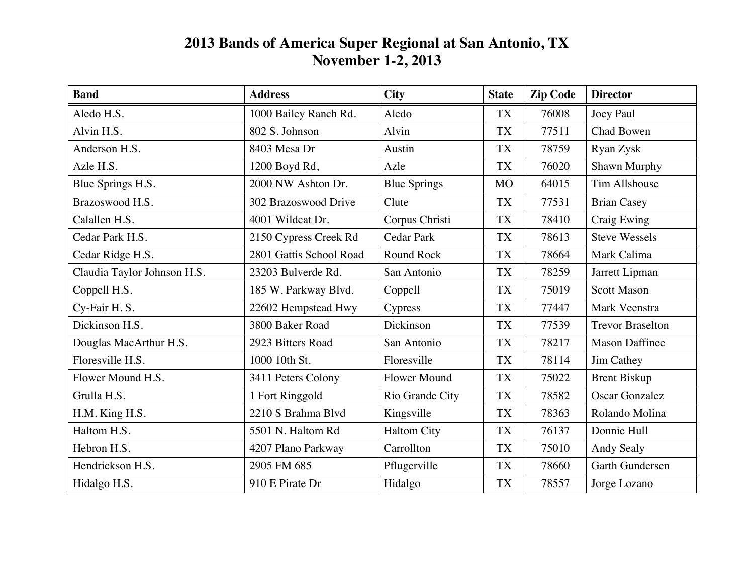# 2013 Bands of America Super Regional at San Antonio, TX
# November 1-2, 2013

| Band | Address | City | State | Zip Code | Director |
|---|---|---|---|---|---|
| Aledo H.S. | 1000 Bailey Ranch Rd. | Aledo | TX | 76008 | Joey Paul |
| Alvin H.S. | 802 S. Johnson | Alvin | TX | 77511 | Chad Bowen |
| Anderson H.S. | 8403 Mesa Dr | Austin | TX | 78759 | Ryan Zysk |
| Azle H.S. | 1200 Boyd Rd, | Azle | TX | 76020 | Shawn Murphy |
| Blue Springs H.S. | 2000 NW Ashton Dr. | Blue Springs | MO | 64015 | Tim Allshouse |
| Brazoswood H.S. | 302 Brazoswood Drive | Clute | TX | 77531 | Brian Casey |
| Calallen H.S. | 4001 Wildcat Dr. | Corpus Christi | TX | 78410 | Craig Ewing |
| Cedar Park H.S. | 2150 Cypress Creek Rd | Cedar Park | TX | 78613 | Steve Wessels |
| Cedar Ridge H.S. | 2801 Gattis School Road | Round Rock | TX | 78664 | Mark Calima |
| Claudia Taylor Johnson H.S. | 23203 Bulverde Rd. | San Antonio | TX | 78259 | Jarrett Lipman |
| Coppell H.S. | 185 W. Parkway Blvd. | Coppell | TX | 75019 | Scott Mason |
| Cy-Fair H. S. | 22602 Hempstead Hwy | Cypress | TX | 77447 | Mark Veenstra |
| Dickinson H.S. | 3800 Baker Road | Dickinson | TX | 77539 | Trevor Braselton |
| Douglas MacArthur H.S. | 2923 Bitters Road | San Antonio | TX | 78217 | Mason Daffinee |
| Floresville H.S. | 1000 10th St. | Floresville | TX | 78114 | Jim Cathey |
| Flower Mound H.S. | 3411 Peters Colony | Flower Mound | TX | 75022 | Brent Biskup |
| Grulla H.S. | 1 Fort Ringgold | Rio Grande City | TX | 78582 | Oscar Gonzalez |
| H.M. King H.S. | 2210 S Brahma Blvd | Kingsville | TX | 78363 | Rolando Molina |
| Haltom H.S. | 5501 N. Haltom Rd | Haltom City | TX | 76137 | Donnie Hull |
| Hebron H.S. | 4207 Plano Parkway | Carrollton | TX | 75010 | Andy Sealy |
| Hendrickson H.S. | 2905 FM 685 | Pflugerville | TX | 78660 | Garth Gundersen |
| Hidalgo H.S. | 910 E Pirate Dr | Hidalgo | TX | 78557 | Jorge Lozano |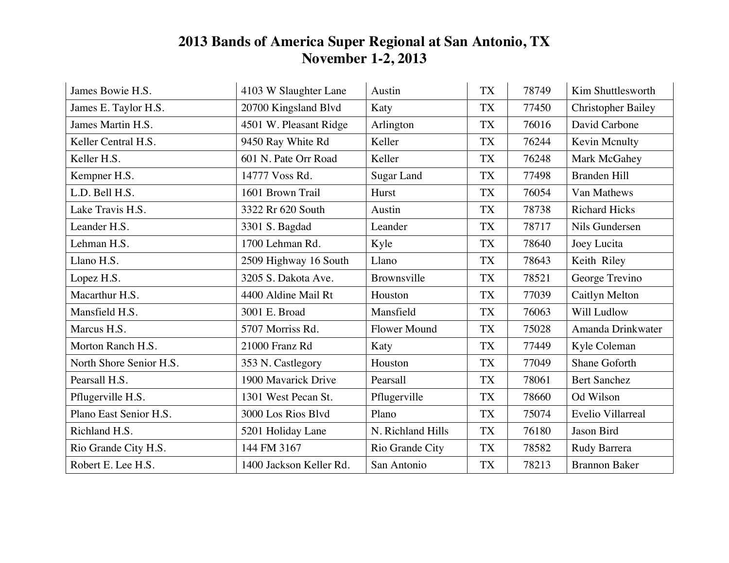# 2013 Bands of America Super Regional at San Antonio, TX
## November 1-2, 2013

| | | | | | |
|---|---|---|---|---|---|
| James Bowie H.S. | 4103 W Slaughter Lane | Austin | TX | 78749 | Kim Shuttlesworth |
| James E. Taylor H.S. | 20700 Kingsland Blvd | Katy | TX | 77450 | Christopher Bailey |
| James Martin H.S. | 4501 W. Pleasant Ridge | Arlington | TX | 76016 | David Carbone |
| Keller Central H.S. | 9450 Ray White Rd | Keller | TX | 76244 | Kevin Mcnulty |
| Keller H.S. | 601 N. Pate Orr Road | Keller | TX | 76248 | Mark McGahey |
| Kempner H.S. | 14777 Voss Rd. | Sugar Land | TX | 77498 | Branden Hill |
| L.D. Bell H.S. | 1601 Brown Trail | Hurst | TX | 76054 | Van Mathews |
| Lake Travis H.S. | 3322 Rr 620 South | Austin | TX | 78738 | Richard Hicks |
| Leander H.S. | 3301 S. Bagdad | Leander | TX | 78717 | Nils Gundersen |
| Lehman H.S. | 1700 Lehman Rd. | Kyle | TX | 78640 | Joey Lucita |
| Llano H.S. | 2509 Highway 16 South | Llano | TX | 78643 | Keith Riley |
| Lopez H.S. | 3205 S. Dakota Ave. | Brownsville | TX | 78521 | George Trevino |
| Macarthur H.S. | 4400 Aldine Mail Rt | Houston | TX | 77039 | Caitlyn Melton |
| Mansfield H.S. | 3001 E. Broad | Mansfield | TX | 76063 | Will Ludlow |
| Marcus H.S. | 5707 Morriss Rd. | Flower Mound | TX | 75028 | Amanda Drinkwater |
| Morton Ranch H.S. | 21000 Franz Rd | Katy | TX | 77449 | Kyle Coleman |
| North Shore Senior H.S. | 353 N. Castlegory | Houston | TX | 77049 | Shane Goforth |
| Pearsall H.S. | 1900 Mavarick Drive | Pearsall | TX | 78061 | Bert Sanchez |
| Pflugerville H.S. | 1301 West Pecan St. | Pflugerville | TX | 78660 | Od Wilson |
| Plano East Senior H.S. | 3000 Los Rios Blvd | Plano | TX | 75074 | Evelio Villarreal |
| Richland H.S. | 5201 Holiday Lane | N. Richland Hills | TX | 76180 | Jason Bird |
| Rio Grande City H.S. | 144 FM 3167 | Rio Grande City | TX | 78582 | Rudy Barrera |
| Robert E. Lee H.S. | 1400 Jackson Keller Rd. | San Antonio | TX | 78213 | Brannon Baker |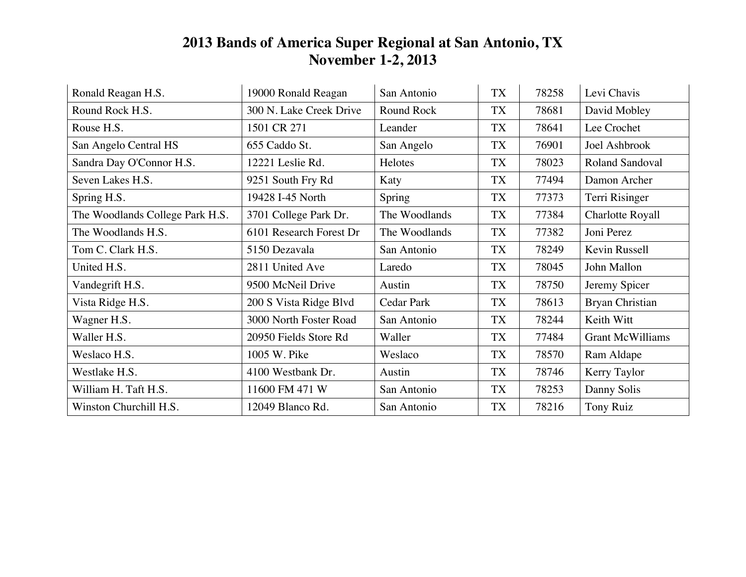# 2013 Bands of America Super Regional at San Antonio, TX
# November 1-2, 2013

| | | | | | |
|---|---|---|---|---|---|
| Ronald Reagan H.S. | 19000 Ronald Reagan | San Antonio | TX | 78258 | Levi Chavis |
| Round Rock H.S. | 300 N. Lake Creek Drive | Round Rock | TX | 78681 | David Mobley |
| Rouse H.S. | 1501 CR 271 | Leander | TX | 78641 | Lee Crochet |
| San Angelo Central HS | 655 Caddo St. | San Angelo | TX | 76901 | Joel Ashbrook |
| Sandra Day O'Connor H.S. | 12221 Leslie Rd. | Helotes | TX | 78023 | Roland Sandoval |
| Seven Lakes H.S. | 9251 South Fry Rd | Katy | TX | 77494 | Damon Archer |
| Spring H.S. | 19428 I-45 North | Spring | TX | 77373 | Terri Risinger |
| The Woodlands College Park H.S. | 3701 College Park Dr. | The Woodlands | TX | 77384 | Charlotte Royall |
| The Woodlands H.S. | 6101 Research Forest Dr | The Woodlands | TX | 77382 | Joni Perez |
| Tom C. Clark H.S. | 5150 Dezavala | San Antonio | TX | 78249 | Kevin Russell |
| United H.S. | 2811 United Ave | Laredo | TX | 78045 | John Mallon |
| Vandegrift H.S. | 9500 McNeil Drive | Austin | TX | 78750 | Jeremy Spicer |
| Vista Ridge H.S. | 200 S Vista Ridge Blvd | Cedar Park | TX | 78613 | Bryan Christian |
| Wagner H.S. | 3000 North Foster Road | San Antonio | TX | 78244 | Keith Witt |
| Waller H.S. | 20950 Fields Store Rd | Waller | TX | 77484 | Grant McWilliams |
| Weslaco H.S. | 1005 W. Pike | Weslaco | TX | 78570 | Ram Aldape |
| Westlake H.S. | 4100 Westbank Dr. | Austin | TX | 78746 | Kerry Taylor |
| William H. Taft H.S. | 11600 FM 471 W | San Antonio | TX | 78253 | Danny Solis |
| Winston Churchill H.S. | 12049 Blanco Rd. | San Antonio | TX | 78216 | Tony Ruiz |